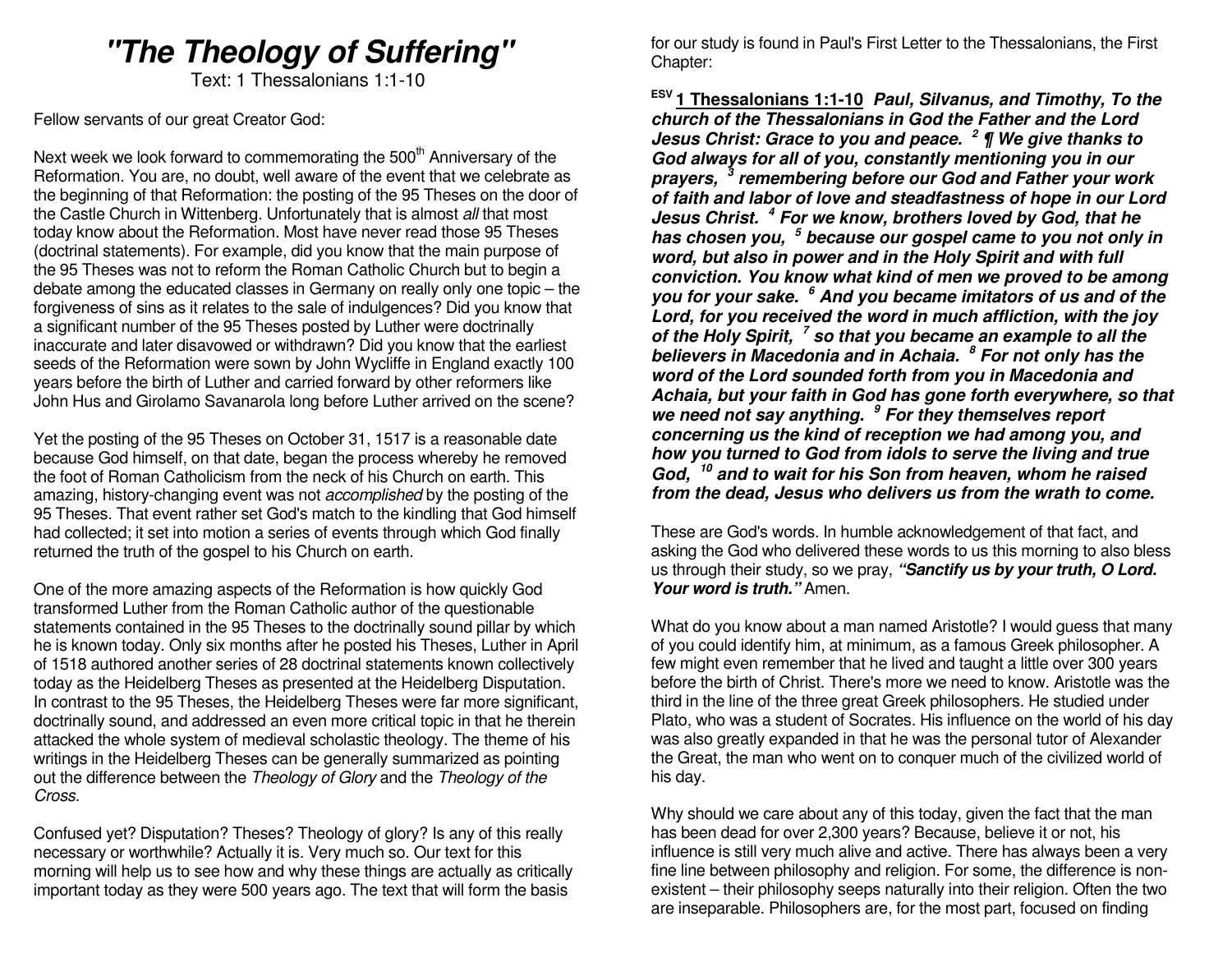# "The Theology of Suffering"

Text: 1 Thessalonians 1:1-10

Fellow servants of our great Creator God:

Next week we look forward to commemorating the 500th Anniversary of the Reformation. You are, no doubt, well aware of the event that we celebrate as the beginning of that Reformation: the posting of the 95 Theses on the door of the Castle Church in Wittenberg. Unfortunately that is almost *all* that most today know about the Reformation. Most have never read those 95 Theses (doctrinal statements). For example, did you know that the main purpose of the 95 Theses was not to reform the Roman Catholic Church but to begin a debate among the educated classes in Germany on really only one topic – the forgiveness of sins as it relates to the sale of indulgences? Did you know that a significant number of the 95 Theses posted by Luther were doctrinally inaccurate and later disavowed or withdrawn? Did you know that the earliest seeds of the Reformation were sown by John Wycliffe in England exactly 100 years before the birth of Luther and carried forward by other reformers like John Hus and Girolamo Savanarola long before Luther arrived on the scene?

Yet the posting of the 95 Theses on October 31, 1517 is a reasonable date because God himself, on that date, began the process whereby he removed the foot of Roman Catholicism from the neck of his Church on earth. This amazing, history-changing event was not *accomplished* by the posting of the 95 Theses. That event rather set God's match to the kindling that God himself had collected; it set into motion a series of events through which God finally returned the truth of the gospel to his Church on earth.

One of the more amazing aspects of the Reformation is how quickly God transformed Luther from the Roman Catholic author of the questionable statements contained in the 95 Theses to the doctrinally sound pillar by which he is known today. Only six months after he posted his Theses, Luther in April of 1518 authored another series of 28 doctrinal statements known collectively today as the Heidelberg Theses as presented at the Heidelberg Disputation. In contrast to the 95 Theses, the Heidelberg Theses were far more significant, doctrinally sound, and addressed an even more critical topic in that he therein attacked the whole system of medieval scholastic theology. The theme of his writings in the Heidelberg Theses can be generally summarized as pointing out the difference between the *Theology of Glory* and the *Theology of the Cross.*

Confused yet? Disputation? Theses? Theology of glory? Is any of this really necessary or worthwhile? Actually it is. Very much so. Our text for this morning will help us to see how and why these things are actually as critically important today as they were 500 years ago. The text that will form the basis for our study is found in Paul's First Letter to the Thessalonians, the First Chapter:

***ESV 1 Thessalonians 1:1-10** Paul, Silvanus, and Timothy, To the church of the Thessalonians in God the Father and the Lord Jesus Christ: Grace to you and peace. [2] ¶ We give thanks to God always for all of you, constantly mentioning you in our prayers, [3] remembering before our God and Father your work of faith and labor of love and steadfastness of hope in our Lord Jesus Christ. [4] For we know, brothers loved by God, that he has chosen you, [5] because our gospel came to you not only in word, but also in power and in the Holy Spirit and with full conviction. You know what kind of men we proved to be among you for your sake. [6] And you became imitators of us and of the Lord, for you received the word in much affliction, with the joy of the Holy Spirit, [7] so that you became an example to all the believers in Macedonia and in Achaia. [8] For not only has the word of the Lord sounded forth from you in Macedonia and Achaia, but your faith in God has gone forth everywhere, so that we need not say anything. [9] For they themselves report concerning us the kind of reception we had among you, and how you turned to God from idols to serve the living and true God, [10] and to wait for his Son from heaven, whom he raised from the dead, Jesus who delivers us from the wrath to come.*

These are God's words. In humble acknowledgement of that fact, and asking the God who delivered these words to us this morning to also bless us through their study, so we pray, ***"Sanctify us by your truth, O Lord. Your word is truth."*** Amen.

What do you know about a man named Aristotle? I would guess that many of you could identify him, at minimum, as a famous Greek philosopher. A few might even remember that he lived and taught a little over 300 years before the birth of Christ. There's more we need to know. Aristotle was the third in the line of the three great Greek philosophers. He studied under Plato, who was a student of Socrates. His influence on the world of his day was also greatly expanded in that he was the personal tutor of Alexander the Great, the man who went on to conquer much of the civilized world of his day.

Why should we care about any of this today, given the fact that the man has been dead for over 2,300 years? Because, believe it or not, his influence is still very much alive and active. There has always been a very fine line between philosophy and religion. For some, the difference is non-existent – their philosophy seeps naturally into their religion. Often the two are inseparable. Philosophers are, for the most part, focused on finding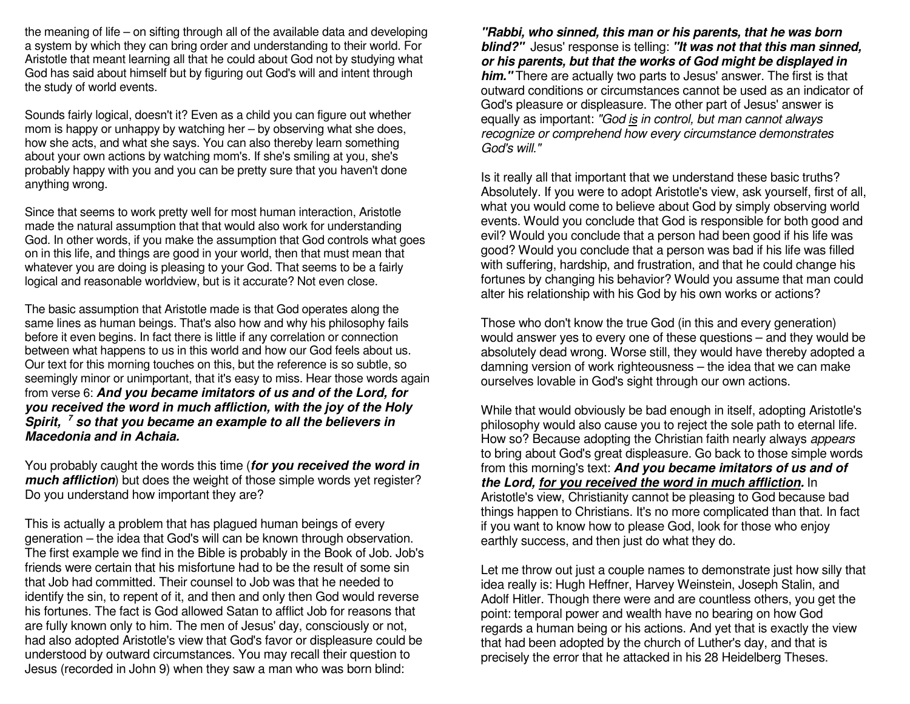the meaning of life – on sifting through all of the available data and developing a system by which they can bring order and understanding to their world. For Aristotle that meant learning all that he could about God not by studying what God has said about himself but by figuring out God's will and intent through the study of world events.

Sounds fairly logical, doesn't it? Even as a child you can figure out whether mom is happy or unhappy by watching her – by observing what she does, how she acts, and what she says. You can also thereby learn something about your own actions by watching mom's. If she's smiling at you, she's probably happy with you and you can be pretty sure that you haven't done anything wrong.

Since that seems to work pretty well for most human interaction, Aristotle made the natural assumption that that would also work for understanding God. In other words, if you make the assumption that God controls what goes on in this life, and things are good in your world, then that must mean that whatever you are doing is pleasing to your God. That seems to be a fairly logical and reasonable worldview, but is it accurate? Not even close.

The basic assumption that Aristotle made is that God operates along the same lines as human beings. That's also how and why his philosophy fails before it even begins. In fact there is little if any correlation or connection between what happens to us in this world and how our God feels about us. Our text for this morning touches on this, but the reference is so subtle, so seemingly minor or unimportant, that it's easy to miss. Hear those words again from verse 6: ***And you became imitators of us and of the Lord, for you received the word in much affliction, with the joy of the Holy Spirit, [7] so that you became an example to all the believers in Macedonia and in Achaia.***

You probably caught the words this time (***for you received the word in much affliction***) but does the weight of those simple words yet register? Do you understand how important they are?

This is actually a problem that has plagued human beings of every generation – the idea that God's will can be known through observation. The first example we find in the Bible is probably in the Book of Job. Job's friends were certain that his misfortune had to be the result of some sin that Job had committed. Their counsel to Job was that he needed to identify the sin, to repent of it, and then and only then God would reverse his fortunes. The fact is God allowed Satan to afflict Job for reasons that are fully known only to him. The men of Jesus' day, consciously or not, had also adopted Aristotle's view that God's favor or displeasure could be understood by outward circumstances. You may recall their question to Jesus (recorded in John 9) when they saw a man who was born blind: ***"Rabbi, who sinned, this man or his parents, that he was born blind?"*** Jesus' response is telling: ***"It was not that this man sinned, or his parents, but that the works of God might be displayed in him."*** There are actually two parts to Jesus' answer. The first is that outward conditions or circumstances cannot be used as an indicator of God's pleasure or displeasure. The other part of Jesus' answer is equally as important: *"God is in control, but man cannot always recognize or comprehend how every circumstance demonstrates God's will."*

Is it really all that important that we understand these basic truths? Absolutely. If you were to adopt Aristotle's view, ask yourself, first of all, what you would come to believe about God by simply observing world events. Would you conclude that God is responsible for both good and evil? Would you conclude that a person had been good if his life was good? Would you conclude that a person was bad if his life was filled with suffering, hardship, and frustration, and that he could change his fortunes by changing his behavior? Would you assume that man could alter his relationship with his God by his own works or actions?

Those who don't know the true God (in this and every generation) would answer yes to every one of these questions – and they would be absolutely dead wrong. Worse still, they would have thereby adopted a damning version of work righteousness – the idea that we can make ourselves lovable in God's sight through our own actions.

While that would obviously be bad enough in itself, adopting Aristotle's philosophy would also cause you to reject the sole path to eternal life. How so? Because adopting the Christian faith nearly always *appears* to bring about God's great displeasure. Go back to those simple words from this morning's text: ***And you became imitators of us and of the Lord, for you received the word in much affliction.*** In Aristotle's view, Christianity cannot be pleasing to God because bad things happen to Christians. It's no more complicated than that. In fact if you want to know how to please God, look for those who enjoy earthly success, and then just do what they do.

Let me throw out just a couple names to demonstrate just how silly that idea really is: Hugh Heffner, Harvey Weinstein, Joseph Stalin, and Adolf Hitler. Though there were and are countless others, you get the point: temporal power and wealth have no bearing on how God regards a human being or his actions. And yet that is exactly the view that had been adopted by the church of Luther's day, and that is precisely the error that he attacked in his 28 Heidelberg Theses.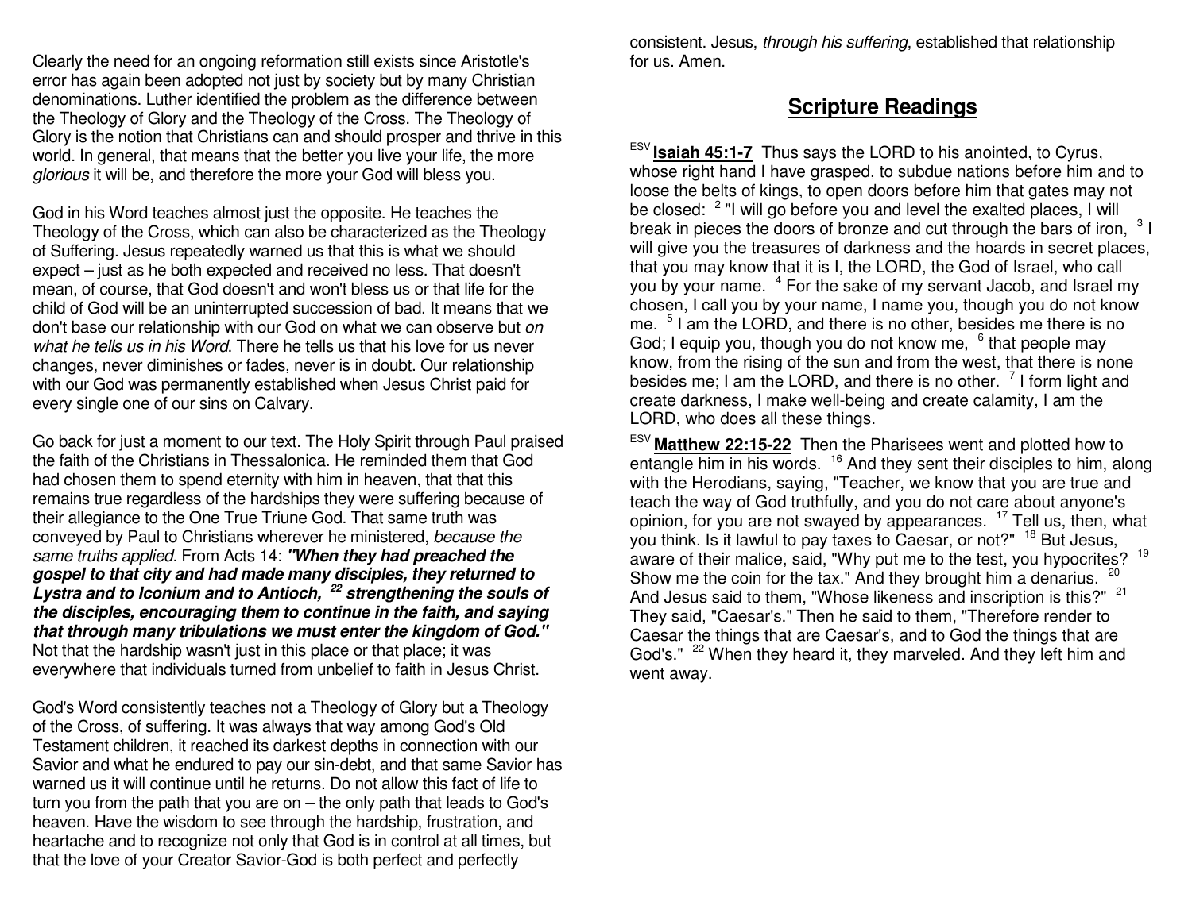Clearly the need for an ongoing reformation still exists since Aristotle's error has again been adopted not just by society but by many Christian denominations. Luther identified the problem as the difference between the Theology of Glory and the Theology of the Cross. The Theology of Glory is the notion that Christians can and should prosper and thrive in this world. In general, that means that the better you live your life, the more *glorious* it will be, and therefore the more your God will bless you.

God in his Word teaches almost just the opposite. He teaches the Theology of the Cross, which can also be characterized as the Theology of Suffering. Jesus repeatedly warned us that this is what we should expect – just as he both expected and received no less. That doesn't mean, of course, that God doesn't and won't bless us or that life for the child of God will be an uninterrupted succession of bad. It means that we don't base our relationship with our God on what we can observe but *on what he tells us in his Word*. There he tells us that his love for us never changes, never diminishes or fades, never is in doubt. Our relationship with our God was permanently established when Jesus Christ paid for every single one of our sins on Calvary.

Go back for just a moment to our text. The Holy Spirit through Paul praised the faith of the Christians in Thessalonica. He reminded them that God had chosen them to spend eternity with him in heaven, that that this remains true regardless of the hardships they were suffering because of their allegiance to the One True Triune God. That same truth was conveyed by Paul to Christians wherever he ministered, *because the same truths applied*. From Acts 14: ***"When they had preached the gospel to that city and had made many disciples, they returned to Lystra and to Iconium and to Antioch, [22] strengthening the souls of the disciples, encouraging them to continue in the faith, and saying that through many tribulations we must enter the kingdom of God."*** Not that the hardship wasn't just in this place or that place; it was everywhere that individuals turned from unbelief to faith in Jesus Christ.

God's Word consistently teaches not a Theology of Glory but a Theology of the Cross, of suffering. It was always that way among God's Old Testament children, it reached its darkest depths in connection with our Savior and what he endured to pay our sin-debt, and that same Savior has warned us it will continue until he returns. Do not allow this fact of life to turn you from the path that you are on – the only path that leads to God's heaven. Have the wisdom to see through the hardship, frustration, and heartache and to recognize not only that God is in control at all times, but that the love of your Creator Savior-God is both perfect and perfectly consistent. Jesus, *through his suffering*, established that relationship for us. Amen.

## Scripture Readings

[ESV] **Isaiah 45:1-7** Thus says the LORD to his anointed, to Cyrus, whose right hand I have grasped, to subdue nations before him and to loose the belts of kings, to open doors before him that gates may not be closed: [2] "I will go before you and level the exalted places, I will break in pieces the doors of bronze and cut through the bars of iron, [3] I will give you the treasures of darkness and the hoards in secret places, that you may know that it is I, the LORD, the God of Israel, who call you by your name. [4] For the sake of my servant Jacob, and Israel my chosen, I call you by your name, I name you, though you do not know me. [5] I am the LORD, and there is no other, besides me there is no God; I equip you, though you do not know me, [6] that people may know, from the rising of the sun and from the west, that there is none besides me; I am the LORD, and there is no other. [7] I form light and create darkness, I make well-being and create calamity, I am the LORD, who does all these things.

[ESV] **Matthew 22:15-22** Then the Pharisees went and plotted how to entangle him in his words. [16] And they sent their disciples to him, along with the Herodians, saying, "Teacher, we know that you are true and teach the way of God truthfully, and you do not care about anyone's opinion, for you are not swayed by appearances. [17] Tell us, then, what you think. Is it lawful to pay taxes to Caesar, or not?" [18] But Jesus, aware of their malice, said, "Why put me to the test, you hypocrites? [19] Show me the coin for the tax." And they brought him a denarius. [20] And Jesus said to them, "Whose likeness and inscription is this?" [21] They said, "Caesar's." Then he said to them, "Therefore render to Caesar the things that are Caesar's, and to God the things that are God's." [22] When they heard it, they marveled. And they left him and went away.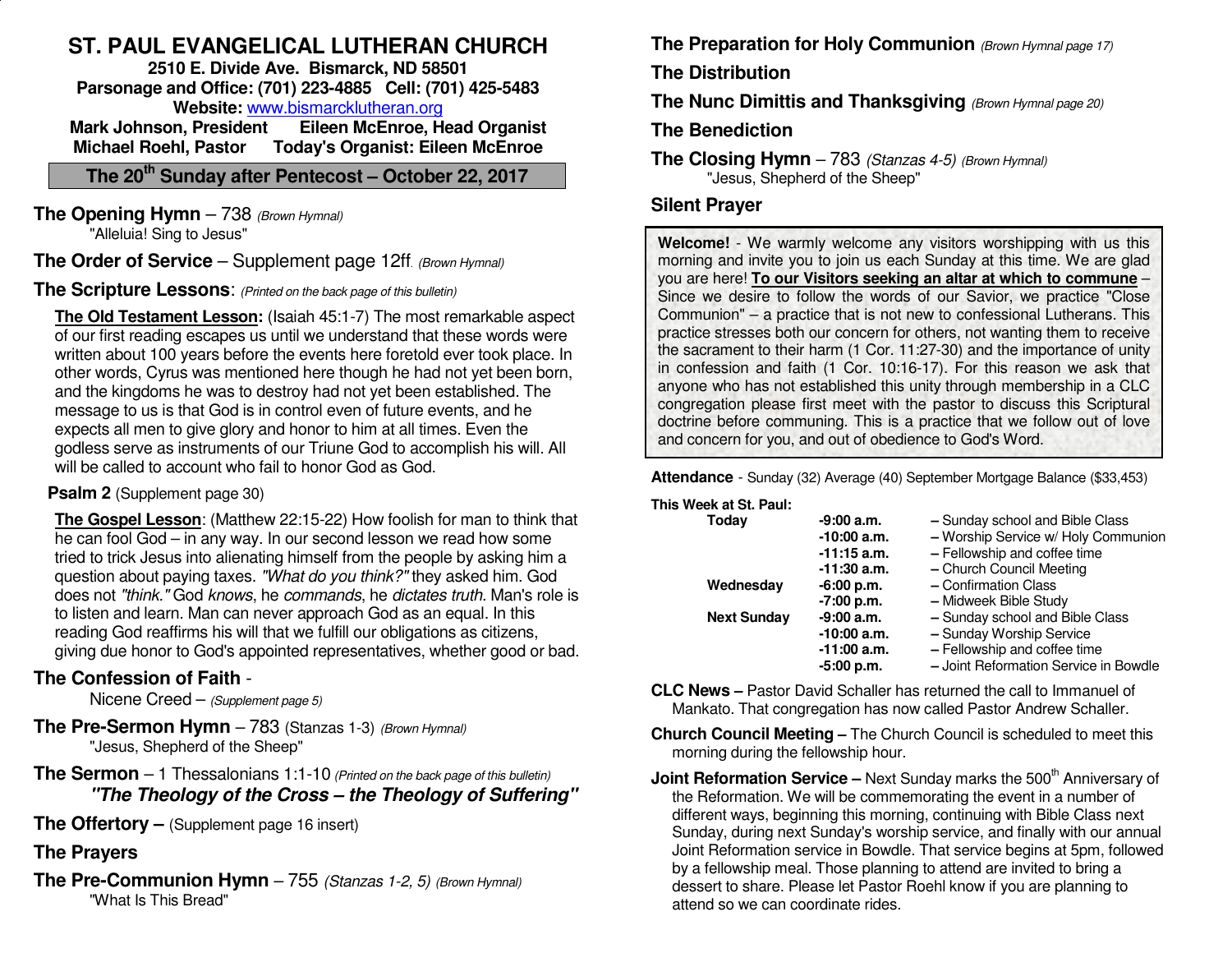# ST. PAUL EVANGELICAL LUTHERAN CHURCH

**2510 E. Divide Ave. Bismarck, ND 58501**
**Parsonage and Office: (701) 223-4885 Cell: (701) 425-5483**
**Website: www.bismarcklutheran.org**
**Mark Johnson, President Eileen McEnroe, Head Organist**
**Michael Roehl, Pastor Today's Organist: Eileen McEnroe**

## The 20th Sunday after Pentecost – October 22, 2017

**The Opening Hymn** – 738 *(Brown Hymnal)*
"Alleluia! Sing to Jesus"

**The Order of Service** – Supplement page 12ff. *(Brown Hymnal)*

**The Scripture Lessons**: *(Printed on the back page of this bulletin)*

**The Old Testament Lesson:** (Isaiah 45:1-7) The most remarkable aspect of our first reading escapes us until we understand that these words were written about 100 years before the events here foretold ever took place. In other words, Cyrus was mentioned here though he had not yet been born, and the kingdoms he was to destroy had not yet been established. The message to us is that God is in control even of future events, and he expects all men to give glory and honor to him at all times. Even the godless serve as instruments of our Triune God to accomplish his will. All will be called to account who fail to honor God as God.

**Psalm 2** (Supplement page 30)

**The Gospel Lesson**: (Matthew 22:15-22) How foolish for man to think that he can fool God – in any way. In our second lesson we read how some tried to trick Jesus into alienating himself from the people by asking him a question about paying taxes. *"What do you think?"* they asked him. God does not *"think."* God *knows*, he *commands*, he *dictates truth*. Man's role is to listen and learn. Man can never approach God as an equal. In this reading God reaffirms his will that we fulfill our obligations as citizens, giving due honor to God's appointed representatives, whether good or bad.

**The Confession of Faith** -
Nicene Creed – *(Supplement page 5)*

**The Pre-Sermon Hymn** – 783 (Stanzas 1-3) *(Brown Hymnal)*
"Jesus, Shepherd of the Sheep"

**The Sermon** – 1 Thessalonians 1:1-10 *(Printed on the back page of this bulletin)*
***"The Theology of the Cross – the Theology of Suffering"***

**The Offertory** – (Supplement page 16 insert)

**The Prayers**

**The Pre-Communion Hymn** – 755 *(Stanzas 1-2, 5) (Brown Hymnal)*
"What Is This Bread"

**The Preparation for Holy Communion** *(Brown Hymnal page 17)*

**The Distribution**

**The Nunc Dimittis and Thanksgiving** *(Brown Hymnal page 20)*

**The Benediction**

**The Closing Hymn** – 783 *(Stanzas 4-5) (Brown Hymnal)*
"Jesus, Shepherd of the Sheep"

**Silent Prayer**

**Welcome!** - We warmly welcome any visitors worshipping with us this morning and invite you to join us each Sunday at this time. We are glad you are here! **To our Visitors seeking an altar at which to commune** – Since we desire to follow the words of our Savior, we practice "Close Communion" – a practice that is not new to confessional Lutherans. This practice stresses both our concern for others, not wanting them to receive the sacrament to their harm (1 Cor. 11:27-30) and the importance of unity in confession and faith (1 Cor. 10:16-17). For this reason we ask that anyone who has not established this unity through membership in a CLC congregation please first meet with the pastor to discuss this Scriptural doctrine before communing. This is a practice that we follow out of love and concern for you, and out of obedience to God's Word.

**Attendance** - Sunday (32) Average (40) September Mortgage Balance ($33,453)

**This Week at St. Paul:**

| | | |
|---|---|---|
| **Today** | **-9:00 a.m.** | – Sunday school and Bible Class |
| | **-10:00 a.m.** | – Worship Service w/ Holy Communion |
| | **-11:15 a.m.** | – Fellowship and coffee time |
| | **-11:30 a.m.** | – Church Council Meeting |
| **Wednesday** | **-6:00 p.m.** | – Confirmation Class |
| | **-7:00 p.m.** | – Midweek Bible Study |
| **Next Sunday** | **-9:00 a.m.** | – Sunday school and Bible Class |
| | **-10:00 a.m.** | – Sunday Worship Service |
| | **-11:00 a.m.** | – Fellowship and coffee time |
| | **-5:00 p.m.** | – Joint Reformation Service in Bowdle |

**CLC News –** Pastor David Schaller has returned the call to Immanuel of Mankato. That congregation has now called Pastor Andrew Schaller.

**Church Council Meeting –** The Church Council is scheduled to meet this morning during the fellowship hour.

**Joint Reformation Service –** Next Sunday marks the 500th Anniversary of the Reformation. We will be commemorating the event in a number of different ways, beginning this morning, continuing with Bible Class next Sunday, during next Sunday's worship service, and finally with our annual Joint Reformation service in Bowdle. That service begins at 5pm, followed by a fellowship meal. Those planning to attend are invited to bring a dessert to share. Please let Pastor Roehl know if you are planning to attend so we can coordinate rides.